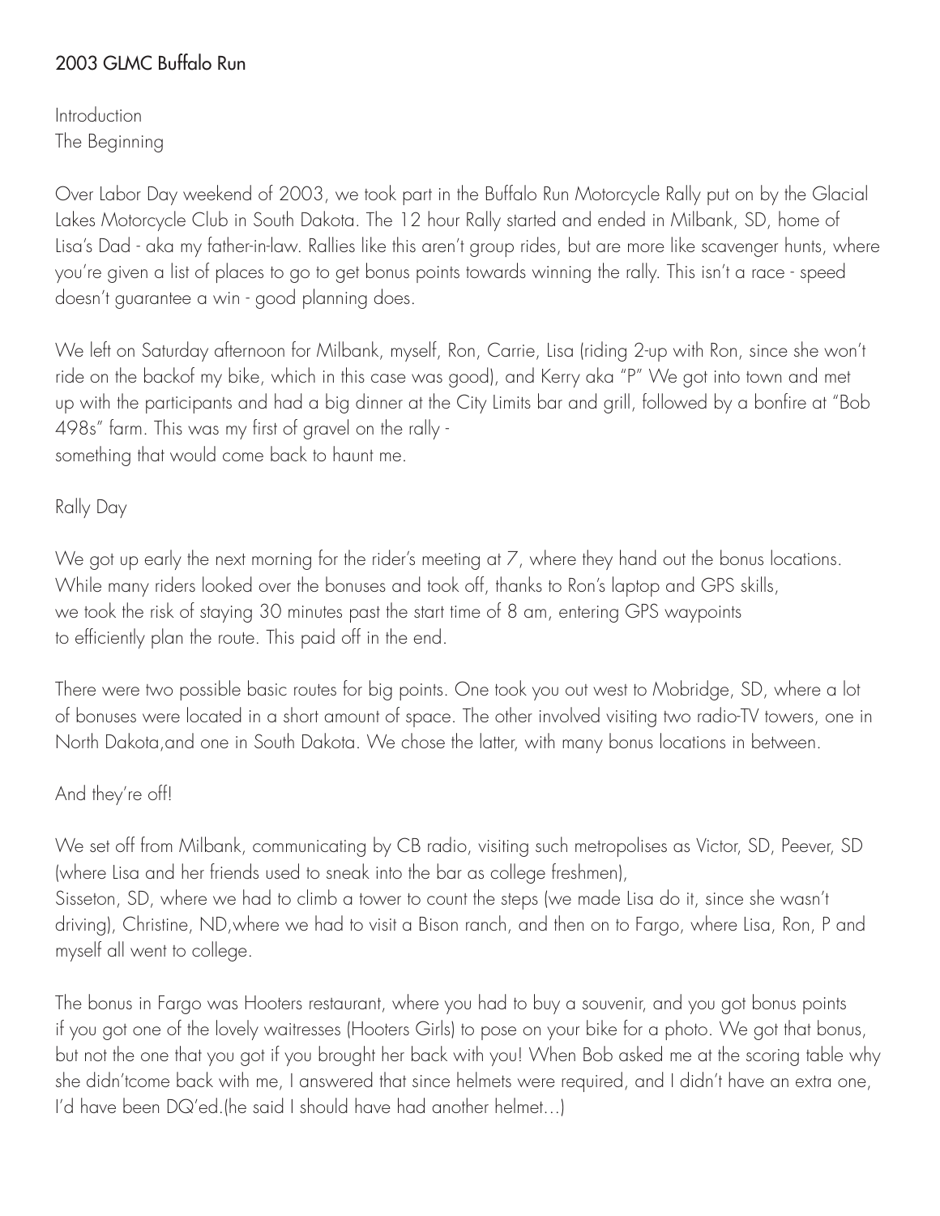# 2003 GLMC Buffalo Run

Introduction

## The Beginning

Over Labor Day weekend of 2003, we took part in the Buffalo Run Motorcycle Rally put on by the Glacial Lakes Motorcycle Club in South Dakota. The 12 hour Rally started and ended in Milbank, SD, home of Lisa's Dad - aka my father-in-law. Rallies like this aren't group rides, but are more like scavenger hunts, where you're given a list of places to go to get bonus points towards winning the rally. This isn't a race - speed doesn't guarantee a win - good planning does.

We left on Saturday afternoon for Milbank, myself, Ron, Carrie, Lisa (riding 2-up with Ron, since she won't ride on the backof my bike, which in this case was good), and Kerry aka "P" We got into town and met up with the participants and had a big dinner at the City Limits bar and grill, followed by a bonfire at "Bob 498s" farm. This was my first of gravel on the rally - something that would come back to haunt me.

## Rally Day

We got up early the next morning for the rider's meeting at 7, where they hand out the bonus locations. While many riders looked over the bonuses and took off, thanks to Ron's laptop and GPS skills, we took the risk of staying 30 minutes past the start time of 8 am, entering GPS waypoints to efficiently plan the route. This paid off in the end.

There were two possible basic routes for big points. One took you out west to Mobridge, SD, where a lot of bonuses were located in a short amount of space. The other involved visiting two radio-TV towers, one in North Dakota,and one in South Dakota. We chose the latter, with many bonus locations in between.

## And they're off!

We set off from Milbank, communicating by CB radio, visiting such metropolises as Victor, SD, Peever, SD (where Lisa and her friends used to sneak into the bar as college freshmen), Sisseton, SD, where we had to climb a tower to count the steps (we made Lisa do it, since she wasn't driving), Christine, ND,where we had to visit a Bison ranch, and then on to Fargo, where Lisa, Ron, P and myself all went to college.

The bonus in Fargo was Hooters restaurant, where you had to buy a souvenir, and you got bonus points if you got one of the lovely waitresses (Hooters Girls) to pose on your bike for a photo. We got that bonus, but not the one that you got if you brought her back with you! When Bob asked me at the scoring table why she didn'tcome back with me, I answered that since helmets were required, and I didn't have an extra one, I'd have been DQ'ed.(he said I should have had another helmet…)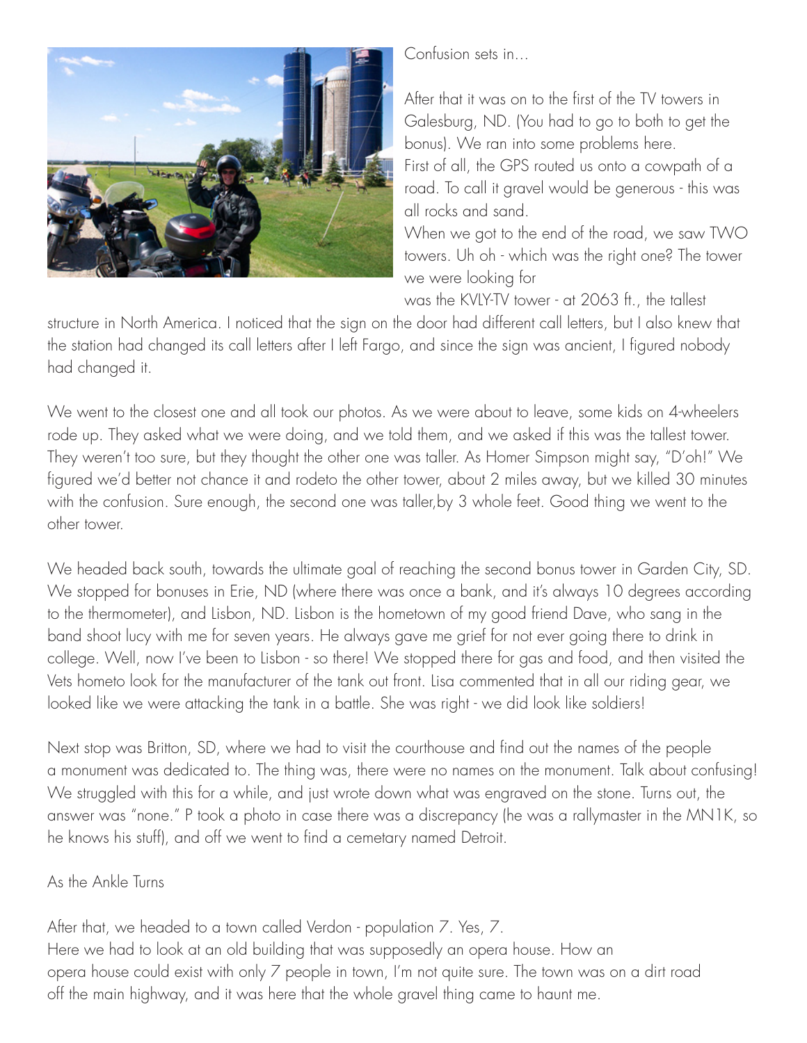Confusion sets in...

After that it was on to the first of the TV towers in Galesburg, ND. (You had to go to both to get the bonus). We ran into some problems here. First of all, the GPS routed us onto a cowpath of a road. To call it gravel would be generous - this was all rocks and sand.

When we got to the end of the road, we saw TWO towers. Uh oh - which was the right one? The tower we were looking for was the KVLY-TV tower - at 2063 ft., the tallest structure in North America. I noticed that the sign on the door had different call letters, but I also knew that the station had changed its call letters after I left Fargo, and since the sign was ancient, I figured nobody had changed it.

We went to the closest one and all took our photos. As we were about to leave, some kids on 4-wheelers rode up. They asked what we were doing, and we told them, and we asked if this was the tallest tower. They weren't too sure, but they thought the other one was taller. As Homer Simpson might say, "D'oh!" We figured we'd better not chance it and rodeto the other tower, about 2 miles away, but we killed 30 minutes with the confusion. Sure enough, the second one was taller,by 3 whole feet. Good thing we went to the other tower.

We headed back south, towards the ultimate goal of reaching the second bonus tower in Garden City, SD. We stopped for bonuses in Erie, ND (where there was once a bank, and it's always 10 degrees according to the thermometer), and Lisbon, ND. Lisbon is the hometown of my good friend Dave, who sang in the band shoot lucy with me for seven years. He always gave me grief for not ever going there to drink in college. Well, now I've been to Lisbon - so there! We stopped there for gas and food, and then visited the Vets hometo look for the manufacturer of the tank out front. Lisa commented that in all our riding gear, we looked like we were attacking the tank in a battle. She was right - we did look like soldiers!

Next stop was Britton, SD, where we had to visit the courthouse and find out the names of the people a monument was dedicated to. The thing was, there were no names on the monument. Talk about confusing! We struggled with this for a while, and just wrote down what was engraved on the stone. Turns out, the answer was "none." P took a photo in case there was a discrepancy (he was a rallymaster in the MN1K, so he knows his stuff), and off we went to find a cemetary named Detroit.

As the Ankle Turns

After that, we headed to a town called Verdon - population 7. Yes, 7.
Here we had to look at an old building that was supposedly an opera house. How an opera house could exist with only 7 people in town, I'm not quite sure. The town was on a dirt road off the main highway, and it was here that the whole gravel thing came to haunt me.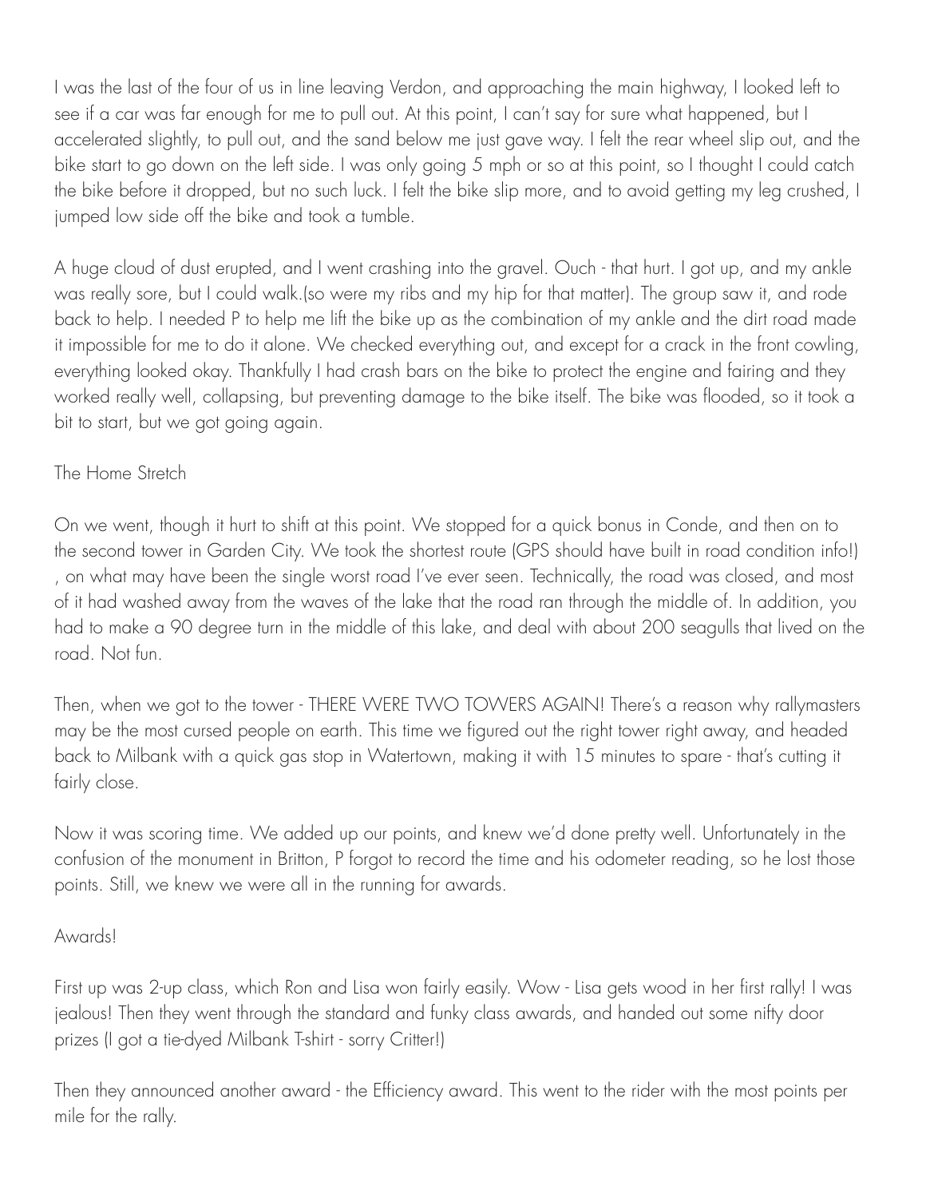I was the last of the four of us in line leaving Verdon, and approaching the main highway, I looked left to see if a car was far enough for me to pull out. At this point, I can't say for sure what happened, but I accelerated slightly, to pull out, and the sand below me just gave way. I felt the rear wheel slip out, and the bike start to go down on the left side. I was only going 5 mph or so at this point, so I thought I could catch the bike before it dropped, but no such luck. I felt the bike slip more, and to avoid getting my leg crushed, I jumped low side off the bike and took a tumble.

A huge cloud of dust erupted, and I went crashing into the gravel. Ouch - that hurt. I got up, and my ankle was really sore, but I could walk.(so were my ribs and my hip for that matter). The group saw it, and rode back to help. I needed P to help me lift the bike up as the combination of my ankle and the dirt road made it impossible for me to do it alone. We checked everything out, and except for a crack in the front cowling, everything looked okay. Thankfully I had crash bars on the bike to protect the engine and fairing and they worked really well, collapsing, but preventing damage to the bike itself. The bike was flooded, so it took a bit to start, but we got going again.

## The Home Stretch

On we went, though it hurt to shift at this point. We stopped for a quick bonus in Conde, and then on to the second tower in Garden City. We took the shortest route (GPS should have built in road condition info!) , on what may have been the single worst road I've ever seen. Technically, the road was closed, and most of it had washed away from the waves of the lake that the road ran through the middle of. In addition, you had to make a 90 degree turn in the middle of this lake, and deal with about 200 seagulls that lived on the road. Not fun.

Then, when we got to the tower - THERE WERE TWO TOWERS AGAIN! There's a reason why rallymasters may be the most cursed people on earth. This time we figured out the right tower right away, and headed back to Milbank with a quick gas stop in Watertown, making it with 15 minutes to spare - that's cutting it fairly close.

Now it was scoring time. We added up our points, and knew we'd done pretty well. Unfortunately in the confusion of the monument in Britton, P forgot to record the time and his odometer reading, so he lost those points. Still, we knew we were all in the running for awards.

## Awards!

First up was 2-up class, which Ron and Lisa won fairly easily. Wow - Lisa gets wood in her first rally! I was jealous! Then they went through the standard and funky class awards, and handed out some nifty door prizes (I got a tie-dyed Milbank T-shirt - sorry Critter!)

Then they announced another award - the Efficiency award. This went to the rider with the most points per mile for the rally.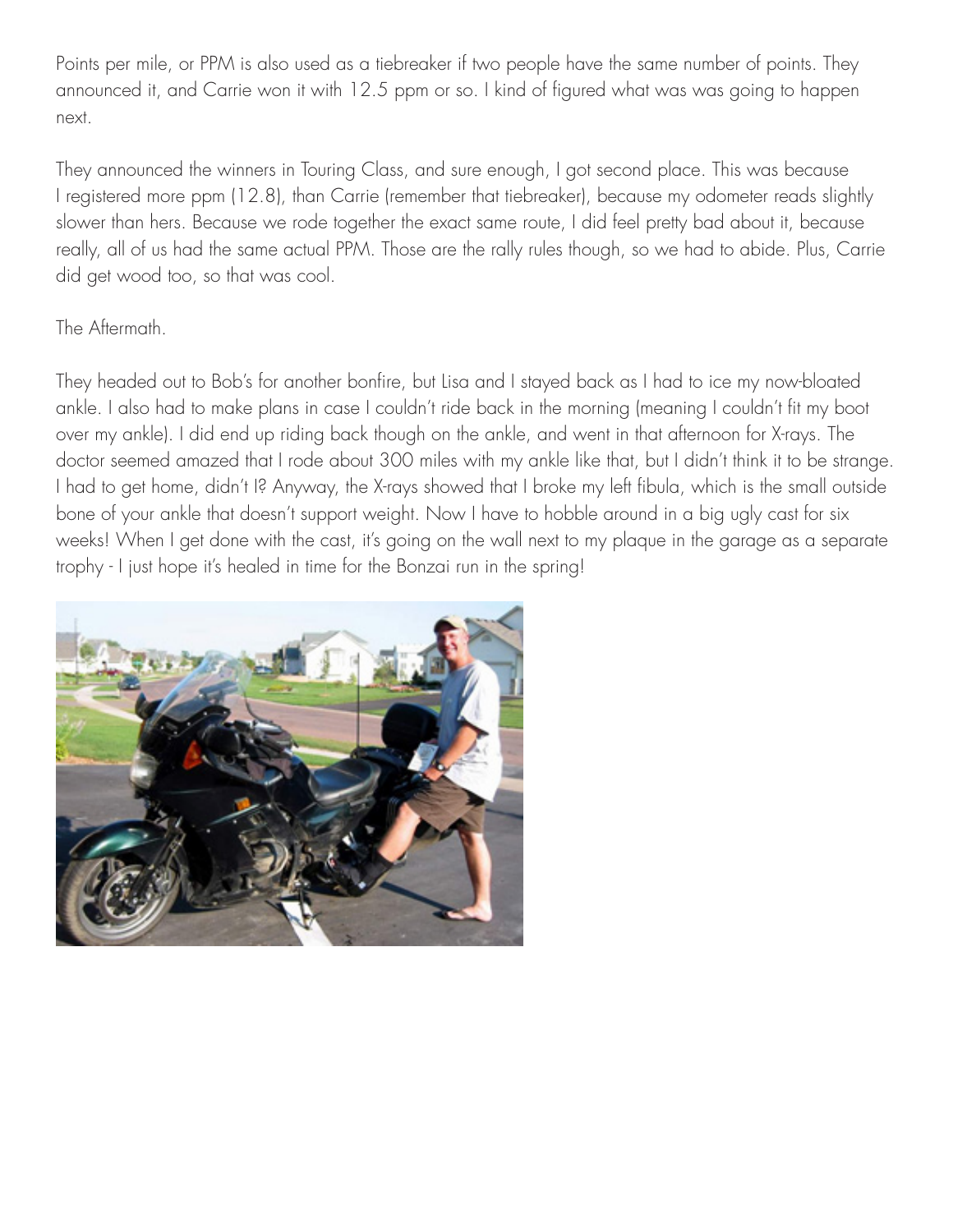Points per mile, or PPM is also used as a tiebreaker if two people have the same number of points. They announced it, and Carrie won it with 12.5 ppm or so. I kind of figured what was was going to happen next.

They announced the winners in Touring Class, and sure enough, I got second place. This was because I registered more ppm (12.8), than Carrie (remember that tiebreaker), because my odometer reads slightly slower than hers. Because we rode together the exact same route, I did feel pretty bad about it, because really, all of us had the same actual PPM. Those are the rally rules though, so we had to abide. Plus, Carrie did get wood too, so that was cool.

The Aftermath.

They headed out to Bob's for another bonfire, but Lisa and I stayed back as I had to ice my now-bloated ankle. I also had to make plans in case I couldn't ride back in the morning (meaning I couldn't fit my boot over my ankle). I did end up riding back though on the ankle, and went in that afternoon for X-rays. The doctor seemed amazed that I rode about 300 miles with my ankle like that, but I didn't think it to be strange. I had to get home, didn't I? Anyway, the X-rays showed that I broke my left fibula, which is the small outside bone of your ankle that doesn't support weight. Now I have to hobble around in a big ugly cast for six weeks! When I get done with the cast, it's going on the wall next to my plaque in the garage as a separate trophy - I just hope it's healed in time for the Bonzai run in the spring!